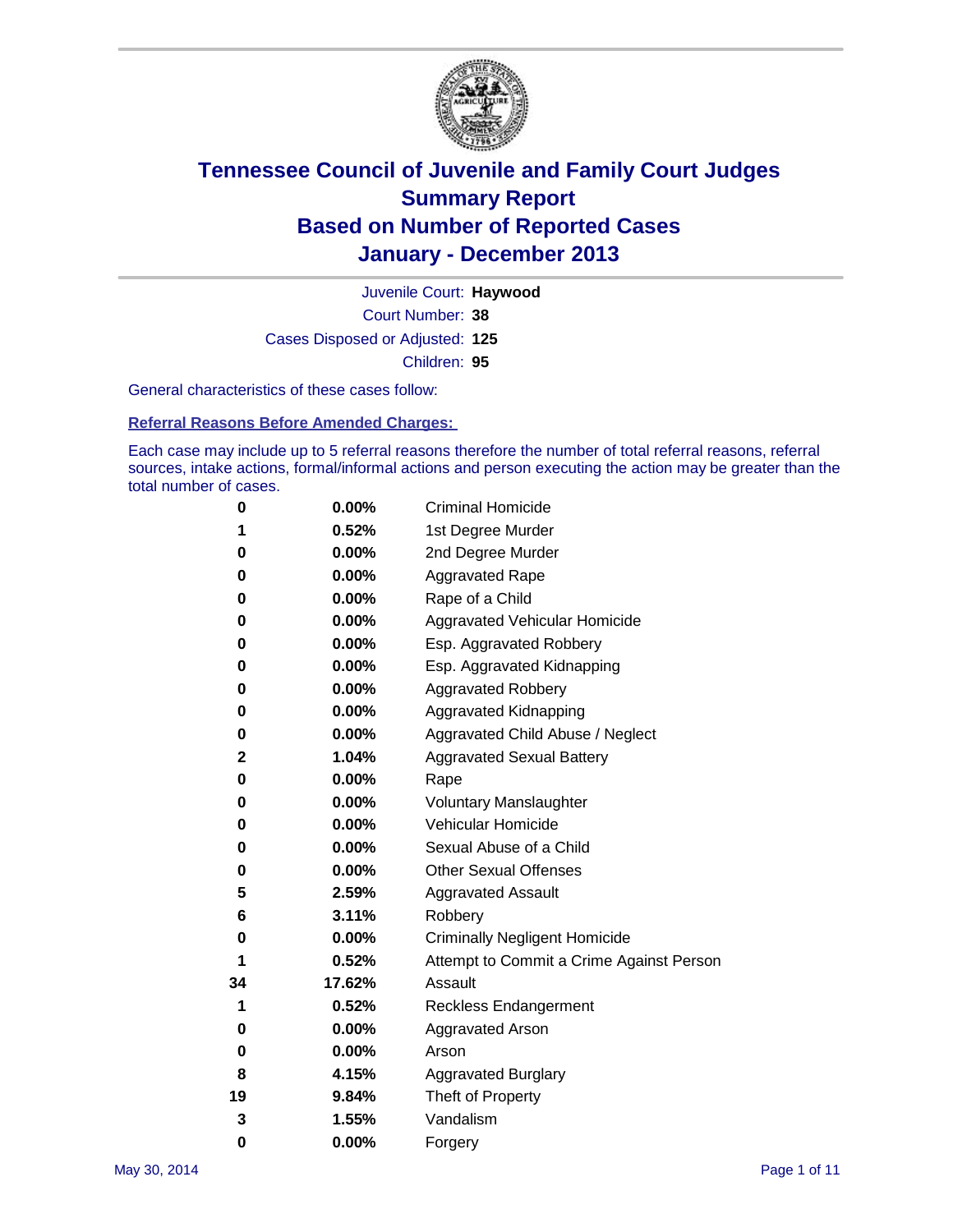# Tennessee Council of Juvenile and Family Court Judges
# Summary Report
# Based on Number of Reported Cases
# January - December 2013

Juvenile Court: **Haywood**

Court Number: **38**

Cases Disposed or Adjusted: **125**

Children: **95**

General characteristics of these cases follow:

**Referral Reasons Before Amended Charges:**

Each case may include up to 5 referral reasons therefore the number of total referral reasons, referral sources, intake actions, formal/informal actions and person executing the action may be greater than the total number of cases.

| | | |
|---|---|---|
| 0 | 0.00% | Criminal Homicide |
| 1 | 0.52% | 1st Degree Murder |
| 0 | 0.00% | 2nd Degree Murder |
| 0 | 0.00% | Aggravated Rape |
| 0 | 0.00% | Rape of a Child |
| 0 | 0.00% | Aggravated Vehicular Homicide |
| 0 | 0.00% | Esp. Aggravated Robbery |
| 0 | 0.00% | Esp. Aggravated Kidnapping |
| 0 | 0.00% | Aggravated Robbery |
| 0 | 0.00% | Aggravated Kidnapping |
| 0 | 0.00% | Aggravated Child Abuse / Neglect |
| 2 | 1.04% | Aggravated Sexual Battery |
| 0 | 0.00% | Rape |
| 0 | 0.00% | Voluntary Manslaughter |
| 0 | 0.00% | Vehicular Homicide |
| 0 | 0.00% | Sexual Abuse of a Child |
| 0 | 0.00% | Other Sexual Offenses |
| 5 | 2.59% | Aggravated Assault |
| 6 | 3.11% | Robbery |
| 0 | 0.00% | Criminally Negligent Homicide |
| 1 | 0.52% | Attempt to Commit a Crime Against Person |
| 34 | 17.62% | Assault |
| 1 | 0.52% | Reckless Endangerment |
| 0 | 0.00% | Aggravated Arson |
| 0 | 0.00% | Arson |
| 8 | 4.15% | Aggravated Burglary |
| 19 | 9.84% | Theft of Property |
| 3 | 1.55% | Vandalism |
| 0 | 0.00% | Forgery |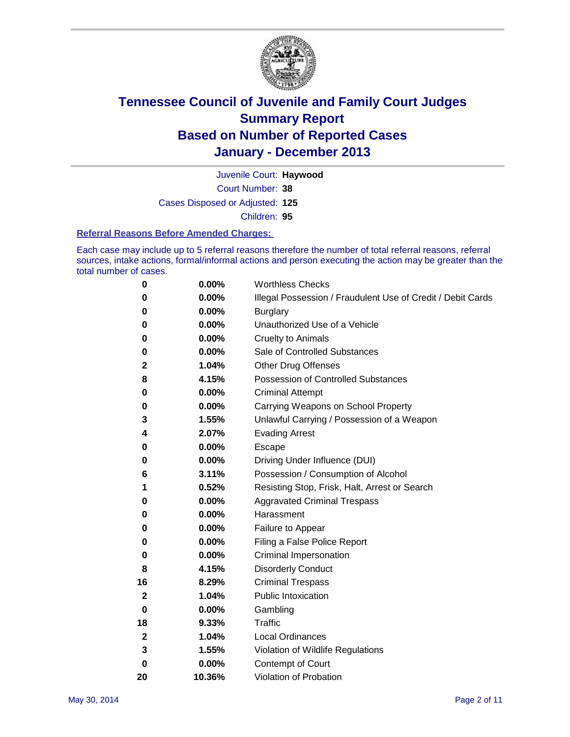# Tennessee Council of Juvenile and Family Court Judges
# Summary Report
# Based on Number of Reported Cases
# January - December 2013

Juvenile Court: **Haywood**

Court Number: **38**

Cases Disposed or Adjusted: **125**

Children: **95**

### Referral Reasons Before Amended Charges:

Each case may include up to 5 referral reasons therefore the number of total referral reasons, referral sources, intake actions, formal/informal actions and person executing the action may be greater than the total number of cases.

| | | |
|---|---|---|
| 0 | 0.00% | Worthless Checks |
| 0 | 0.00% | Illegal Possession / Fraudulent Use of Credit / Debit Cards |
| 0 | 0.00% | Burglary |
| 0 | 0.00% | Unauthorized Use of a Vehicle |
| 0 | 0.00% | Cruelty to Animals |
| 0 | 0.00% | Sale of Controlled Substances |
| 2 | 1.04% | Other Drug Offenses |
| 8 | 4.15% | Possession of Controlled Substances |
| 0 | 0.00% | Criminal Attempt |
| 0 | 0.00% | Carrying Weapons on School Property |
| 3 | 1.55% | Unlawful Carrying / Possession of a Weapon |
| 4 | 2.07% | Evading Arrest |
| 0 | 0.00% | Escape |
| 0 | 0.00% | Driving Under Influence (DUI) |
| 6 | 3.11% | Possession / Consumption of Alcohol |
| 1 | 0.52% | Resisting Stop, Frisk, Halt, Arrest or Search |
| 0 | 0.00% | Aggravated Criminal Trespass |
| 0 | 0.00% | Harassment |
| 0 | 0.00% | Failure to Appear |
| 0 | 0.00% | Filing a False Police Report |
| 0 | 0.00% | Criminal Impersonation |
| 8 | 4.15% | Disorderly Conduct |
| 16 | 8.29% | Criminal Trespass |
| 2 | 1.04% | Public Intoxication |
| 0 | 0.00% | Gambling |
| 18 | 9.33% | Traffic |
| 2 | 1.04% | Local Ordinances |
| 3 | 1.55% | Violation of Wildlife Regulations |
| 0 | 0.00% | Contempt of Court |
| 20 | 10.36% | Violation of Probation |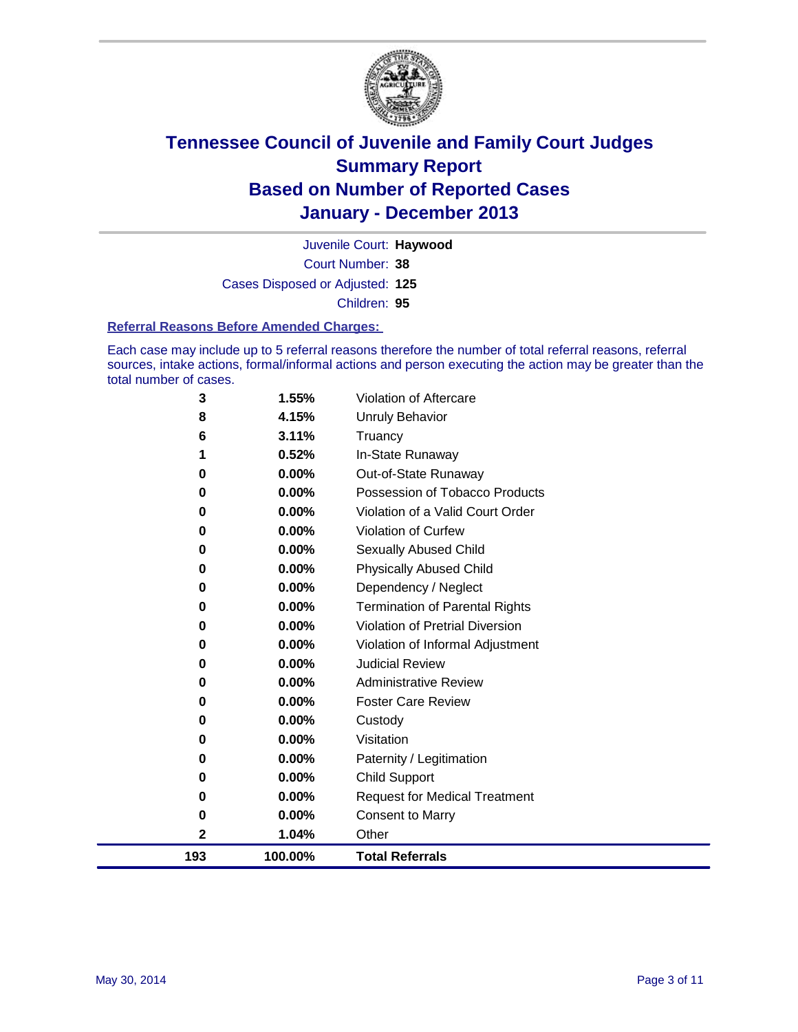# Tennessee Council of Juvenile and Family Court Judges
# Summary Report
# Based on Number of Reported Cases
# January - December 2013

Juvenile Court: **Haywood**

Court Number: **38**

Cases Disposed or Adjusted: **125**

Children: **95**

### Referral Reasons Before Amended Charges:

Each case may include up to 5 referral reasons therefore the number of total referral reasons, referral sources, intake actions, formal/informal actions and person executing the action may be greater than the total number of cases.

| | | |
|---|---|---|
| 3 | 1.55% | Violation of Aftercare |
| 8 | 4.15% | Unruly Behavior |
| 6 | 3.11% | Truancy |
| 1 | 0.52% | In-State Runaway |
| 0 | 0.00% | Out-of-State Runaway |
| 0 | 0.00% | Possession of Tobacco Products |
| 0 | 0.00% | Violation of a Valid Court Order |
| 0 | 0.00% | Violation of Curfew |
| 0 | 0.00% | Sexually Abused Child |
| 0 | 0.00% | Physically Abused Child |
| 0 | 0.00% | Dependency / Neglect |
| 0 | 0.00% | Termination of Parental Rights |
| 0 | 0.00% | Violation of Pretrial Diversion |
| 0 | 0.00% | Violation of Informal Adjustment |
| 0 | 0.00% | Judicial Review |
| 0 | 0.00% | Administrative Review |
| 0 | 0.00% | Foster Care Review |
| 0 | 0.00% | Custody |
| 0 | 0.00% | Visitation |
| 0 | 0.00% | Paternity / Legitimation |
| 0 | 0.00% | Child Support |
| 0 | 0.00% | Request for Medical Treatment |
| 0 | 0.00% | Consent to Marry |
| 2 | 1.04% | Other |
| **193** | **100.00%** | **Total Referrals** |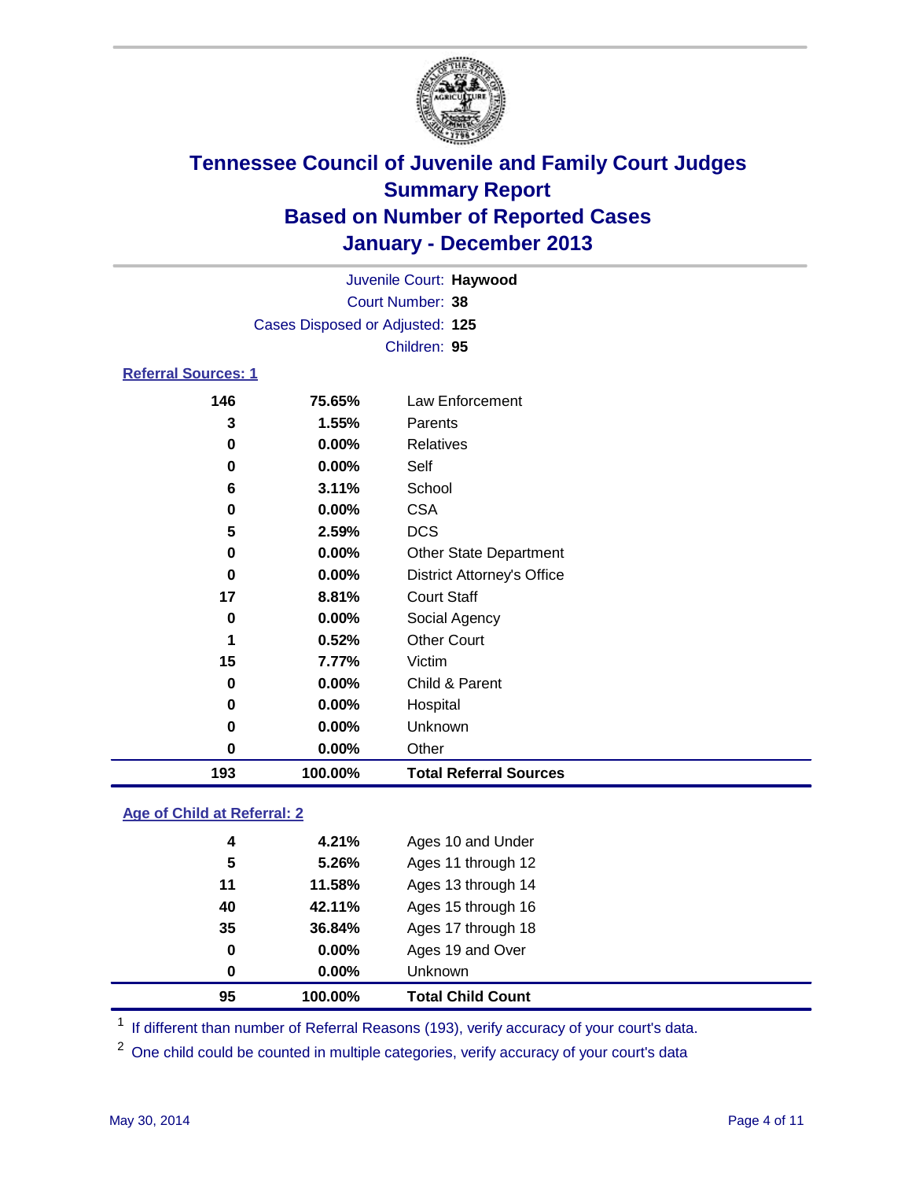# Tennessee Council of Juvenile and Family Court Judges
## Summary Report
## Based on Number of Reported Cases
## January - December 2013

Juvenile Court: **Haywood**
Court Number: **38**
Cases Disposed or Adjusted: **125**
Children: **95**

### Referral Sources: 1

| | | |
|---|---|---|
| 146 | 75.65% | Law Enforcement |
| 3 | 1.55% | Parents |
| 0 | 0.00% | Relatives |
| 0 | 0.00% | Self |
| 6 | 3.11% | School |
| 0 | 0.00% | CSA |
| 5 | 2.59% | DCS |
| 0 | 0.00% | Other State Department |
| 0 | 0.00% | District Attorney's Office |
| 17 | 8.81% | Court Staff |
| 0 | 0.00% | Social Agency |
| 1 | 0.52% | Other Court |
| 15 | 7.77% | Victim |
| 0 | 0.00% | Child & Parent |
| 0 | 0.00% | Hospital |
| 0 | 0.00% | Unknown |
| 0 | 0.00% | Other |
| **193** | **100.00%** | **Total Referral Sources** |

### Age of Child at Referral: 2

| | | |
|---|---|---|
| 4 | 4.21% | Ages 10 and Under |
| 5 | 5.26% | Ages 11 through 12 |
| 11 | 11.58% | Ages 13 through 14 |
| 40 | 42.11% | Ages 15 through 16 |
| 35 | 36.84% | Ages 17 through 18 |
| 0 | 0.00% | Ages 19 and Over |
| 0 | 0.00% | Unknown |
| **95** | **100.00%** | **Total Child Count** |

[1] If different than number of Referral Reasons (193), verify accuracy of your court's data.

[2] One child could be counted in multiple categories, verify accuracy of your court's data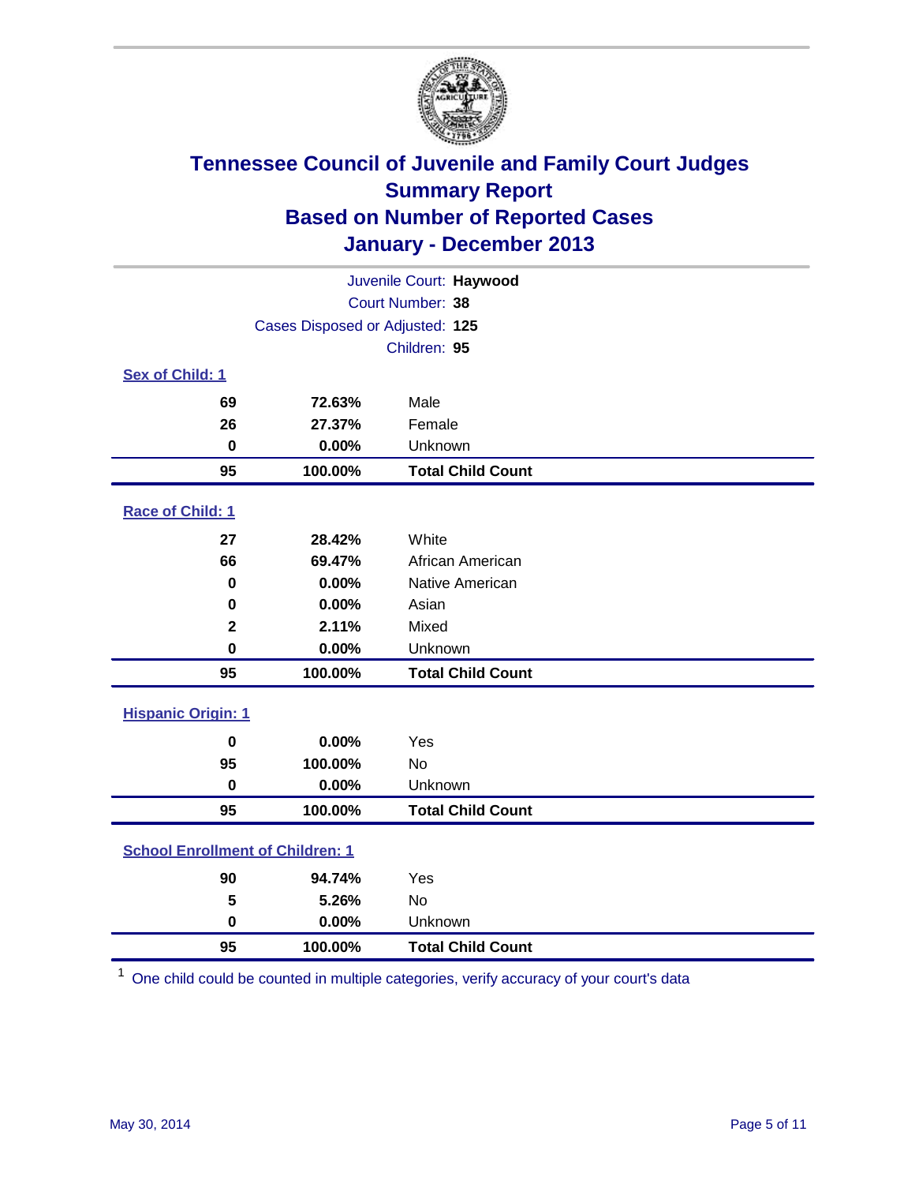# Tennessee Council of Juvenile and Family Court Judges
## Summary Report
## Based on Number of Reported Cases
## January - December 2013

Juvenile Court: **Haywood**

Court Number: **38**

Cases Disposed or Adjusted: **125**

Children: **95**

### Sex of Child: 1

| | | |
|---|---|---|
| **69** | **72.63%** | Male |
| **26** | **27.37%** | Female |
| **0** | **0.00%** | Unknown |
| **95** | **100.00%** | **Total Child Count** |

### Race of Child: 1

| | | |
|---|---|---|
| **27** | **28.42%** | White |
| **66** | **69.47%** | African American |
| **0** | **0.00%** | Native American |
| **0** | **0.00%** | Asian |
| **2** | **2.11%** | Mixed |
| **0** | **0.00%** | Unknown |
| **95** | **100.00%** | **Total Child Count** |

### Hispanic Origin: 1

| | | |
|---|---|---|
| **0** | **0.00%** | Yes |
| **95** | **100.00%** | No |
| **0** | **0.00%** | Unknown |
| **95** | **100.00%** | **Total Child Count** |

### School Enrollment of Children: 1

| | | |
|---|---|---|
| **90** | **94.74%** | Yes |
| **5** | **5.26%** | No |
| **0** | **0.00%** | Unknown |
| **95** | **100.00%** | **Total Child Count** |

[1] One child could be counted in multiple categories, verify accuracy of your court's data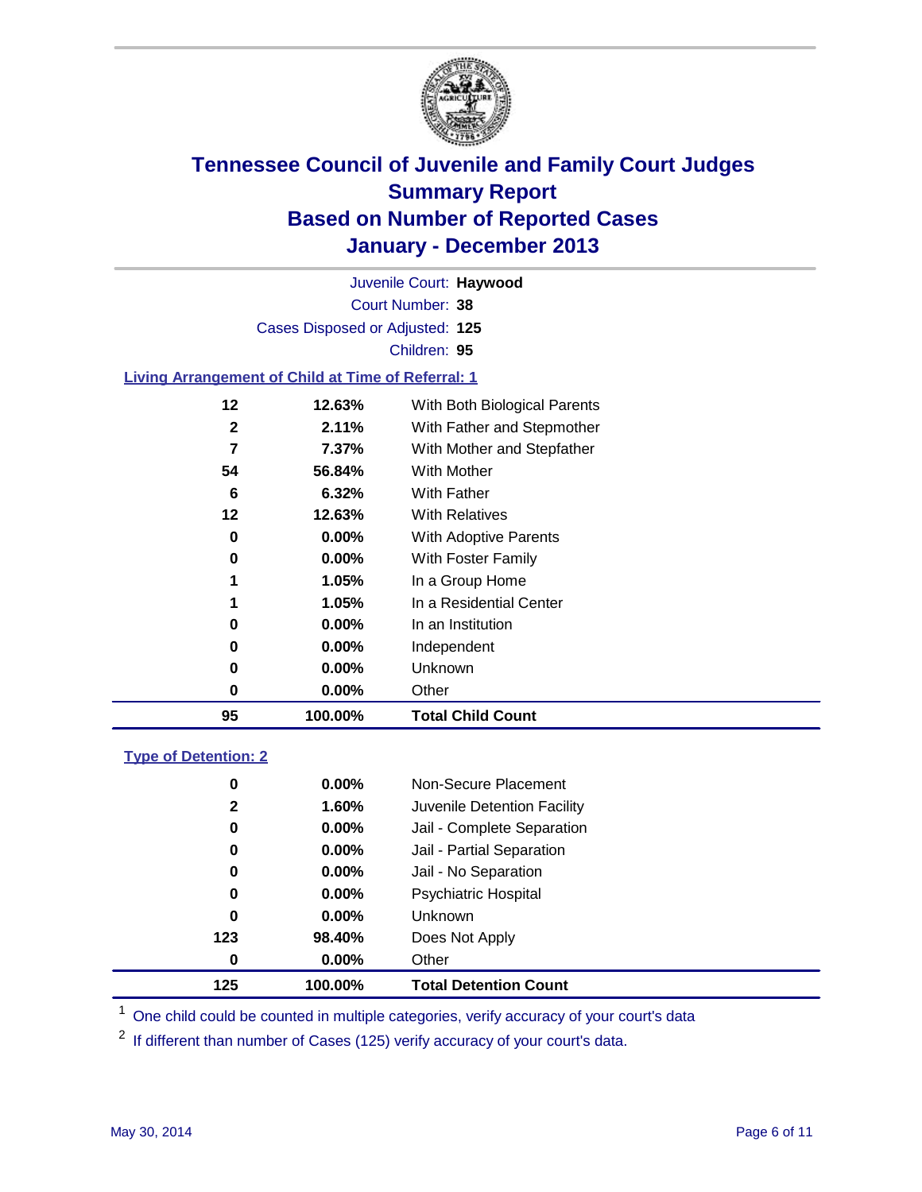# Tennessee Council of Juvenile and Family Court Judges
## Summary Report
## Based on Number of Reported Cases
## January - December 2013

Juvenile Court: **Haywood**
Court Number: **38**
Cases Disposed or Adjusted: **125**
Children: **95**

### Living Arrangement of Child at Time of Referral: 1

| | | |
|---|---|---|
| 12 | 12.63% | With Both Biological Parents |
| 2 | 2.11% | With Father and Stepmother |
| 7 | 7.37% | With Mother and Stepfather |
| 54 | 56.84% | With Mother |
| 6 | 6.32% | With Father |
| 12 | 12.63% | With Relatives |
| 0 | 0.00% | With Adoptive Parents |
| 0 | 0.00% | With Foster Family |
| 1 | 1.05% | In a Group Home |
| 1 | 1.05% | In a Residential Center |
| 0 | 0.00% | In an Institution |
| 0 | 0.00% | Independent |
| 0 | 0.00% | Unknown |
| 0 | 0.00% | Other |
| **95** | **100.00%** | **Total Child Count** |

### Type of Detention: 2

| | | |
|---|---|---|
| 0 | 0.00% | Non-Secure Placement |
| 2 | 1.60% | Juvenile Detention Facility |
| 0 | 0.00% | Jail - Complete Separation |
| 0 | 0.00% | Jail - Partial Separation |
| 0 | 0.00% | Jail - No Separation |
| 0 | 0.00% | Psychiatric Hospital |
| 0 | 0.00% | Unknown |
| 123 | 98.40% | Does Not Apply |
| 0 | 0.00% | Other |
| **125** | **100.00%** | **Total Detention Count** |

[1] One child could be counted in multiple categories, verify accuracy of your court's data

[2] If different than number of Cases (125) verify accuracy of your court's data.

May 30, 2014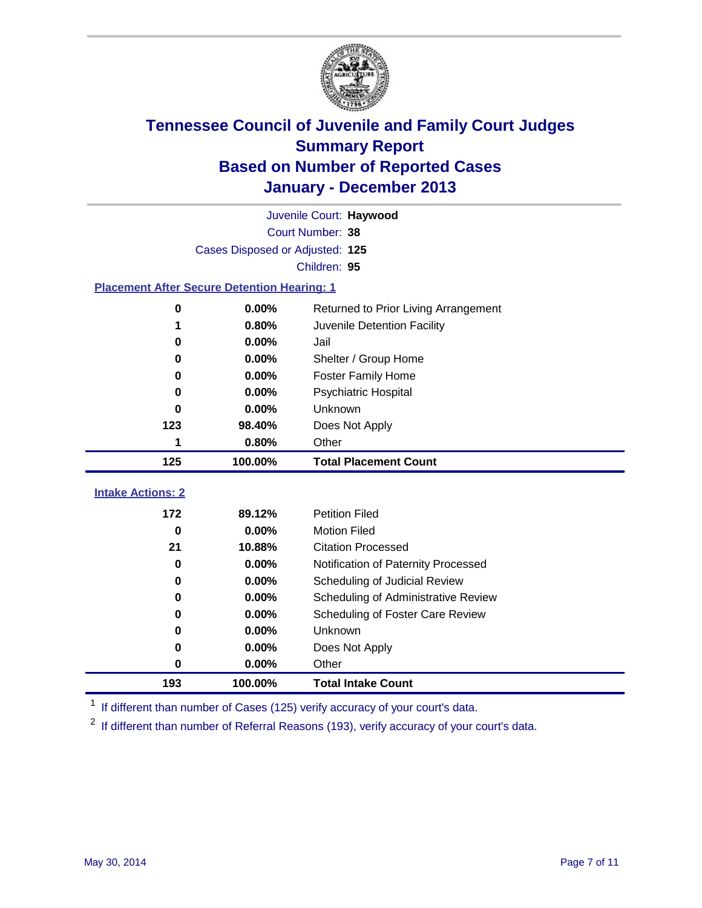# Tennessee Council of Juvenile and Family Court Judges
## Summary Report
## Based on Number of Reported Cases
## January - December 2013

Juvenile Court: **Haywood**

Court Number: **38**

Cases Disposed or Adjusted: **125**

Children: **95**

### Placement After Secure Detention Hearing: 1

| Count | Percent | Placement |
|---|---|---|
| 0 | 0.00% | Returned to Prior Living Arrangement |
| 1 | 0.80% | Juvenile Detention Facility |
| 0 | 0.00% | Jail |
| 0 | 0.00% | Shelter / Group Home |
| 0 | 0.00% | Foster Family Home |
| 0 | 0.00% | Psychiatric Hospital |
| 0 | 0.00% | Unknown |
| 123 | 98.40% | Does Not Apply |
| 1 | 0.80% | Other |
| **125** | **100.00%** | **Total Placement Count** |

### Intake Actions: 2

| Count | Percent | Intake Action |
|---|---|---|
| 172 | 89.12% | Petition Filed |
| 0 | 0.00% | Motion Filed |
| 21 | 10.88% | Citation Processed |
| 0 | 0.00% | Notification of Paternity Processed |
| 0 | 0.00% | Scheduling of Judicial Review |
| 0 | 0.00% | Scheduling of Administrative Review |
| 0 | 0.00% | Scheduling of Foster Care Review |
| 0 | 0.00% | Unknown |
| 0 | 0.00% | Does Not Apply |
| 0 | 0.00% | Other |
| **193** | **100.00%** | **Total Intake Count** |

[1] If different than number of Cases (125) verify accuracy of your court's data.

[2] If different than number of Referral Reasons (193), verify accuracy of your court's data.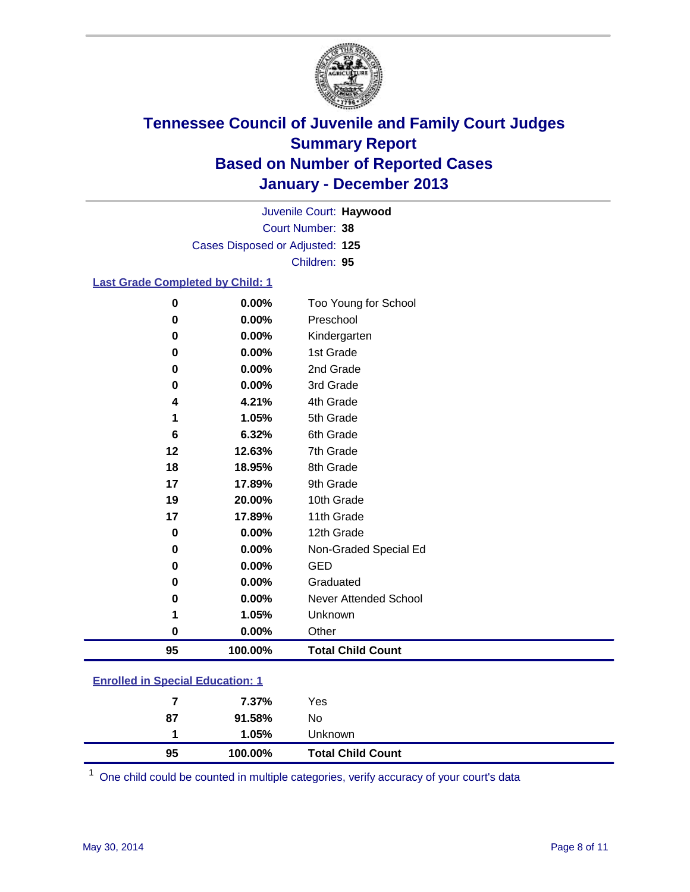# Tennessee Council of Juvenile and Family Court Judges
## Summary Report
## Based on Number of Reported Cases
## January - December 2013

Juvenile Court: **Haywood**
Court Number: **38**
Cases Disposed or Adjusted: **125**
Children: **95**

### Last Grade Completed by Child: 1

| Count | Percent | Category |
|---|---|---|
| 0 | 0.00% | Too Young for School |
| 0 | 0.00% | Preschool |
| 0 | 0.00% | Kindergarten |
| 0 | 0.00% | 1st Grade |
| 0 | 0.00% | 2nd Grade |
| 0 | 0.00% | 3rd Grade |
| 4 | 4.21% | 4th Grade |
| 1 | 1.05% | 5th Grade |
| 6 | 6.32% | 6th Grade |
| 12 | 12.63% | 7th Grade |
| 18 | 18.95% | 8th Grade |
| 17 | 17.89% | 9th Grade |
| 19 | 20.00% | 10th Grade |
| 17 | 17.89% | 11th Grade |
| 0 | 0.00% | 12th Grade |
| 0 | 0.00% | Non-Graded Special Ed |
| 0 | 0.00% | GED |
| 0 | 0.00% | Graduated |
| 0 | 0.00% | Never Attended School |
| 1 | 1.05% | Unknown |
| 0 | 0.00% | Other |
| **95** | **100.00%** | **Total Child Count** |

### Enrolled in Special Education: 1

| Count | Percent | Category |
|---|---|---|
| 7 | 7.37% | Yes |
| 87 | 91.58% | No |
| 1 | 1.05% | Unknown |
| **95** | **100.00%** | **Total Child Count** |

[1] One child could be counted in multiple categories, verify accuracy of your court's data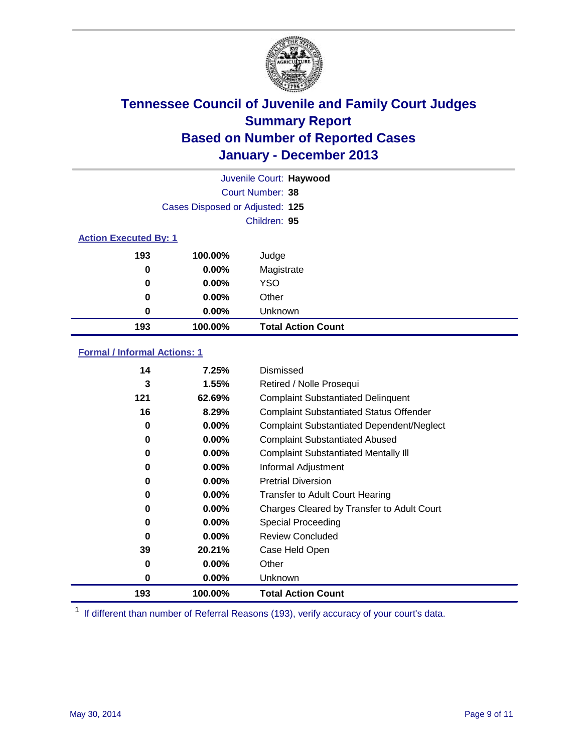# Tennessee Council of Juvenile and Family Court Judges
## Summary Report
## Based on Number of Reported Cases
## January - December 2013

Juvenile Court: **Haywood**
Court Number: **38**
Cases Disposed or Adjusted: **125**
Children: **95**

### Action Executed By: 1

| Count | Percent | Action |
|---|---|---|
| 193 | 100.00% | Judge |
| 0 | 0.00% | Magistrate |
| 0 | 0.00% | YSO |
| 0 | 0.00% | Other |
| 0 | 0.00% | Unknown |
| **193** | **100.00%** | **Total Action Count** |

### Formal / Informal Actions: 1

| Count | Percent | Action |
|---|---|---|
| 14 | 7.25% | Dismissed |
| 3 | 1.55% | Retired / Nolle Prosequi |
| 121 | 62.69% | Complaint Substantiated Delinquent |
| 16 | 8.29% | Complaint Substantiated Status Offender |
| 0 | 0.00% | Complaint Substantiated Dependent/Neglect |
| 0 | 0.00% | Complaint Substantiated Abused |
| 0 | 0.00% | Complaint Substantiated Mentally Ill |
| 0 | 0.00% | Informal Adjustment |
| 0 | 0.00% | Pretrial Diversion |
| 0 | 0.00% | Transfer to Adult Court Hearing |
| 0 | 0.00% | Charges Cleared by Transfer to Adult Court |
| 0 | 0.00% | Special Proceeding |
| 0 | 0.00% | Review Concluded |
| 39 | 20.21% | Case Held Open |
| 0 | 0.00% | Other |
| 0 | 0.00% | Unknown |
| **193** | **100.00%** | **Total Action Count** |

[1] If different than number of Referral Reasons (193), verify accuracy of your court's data.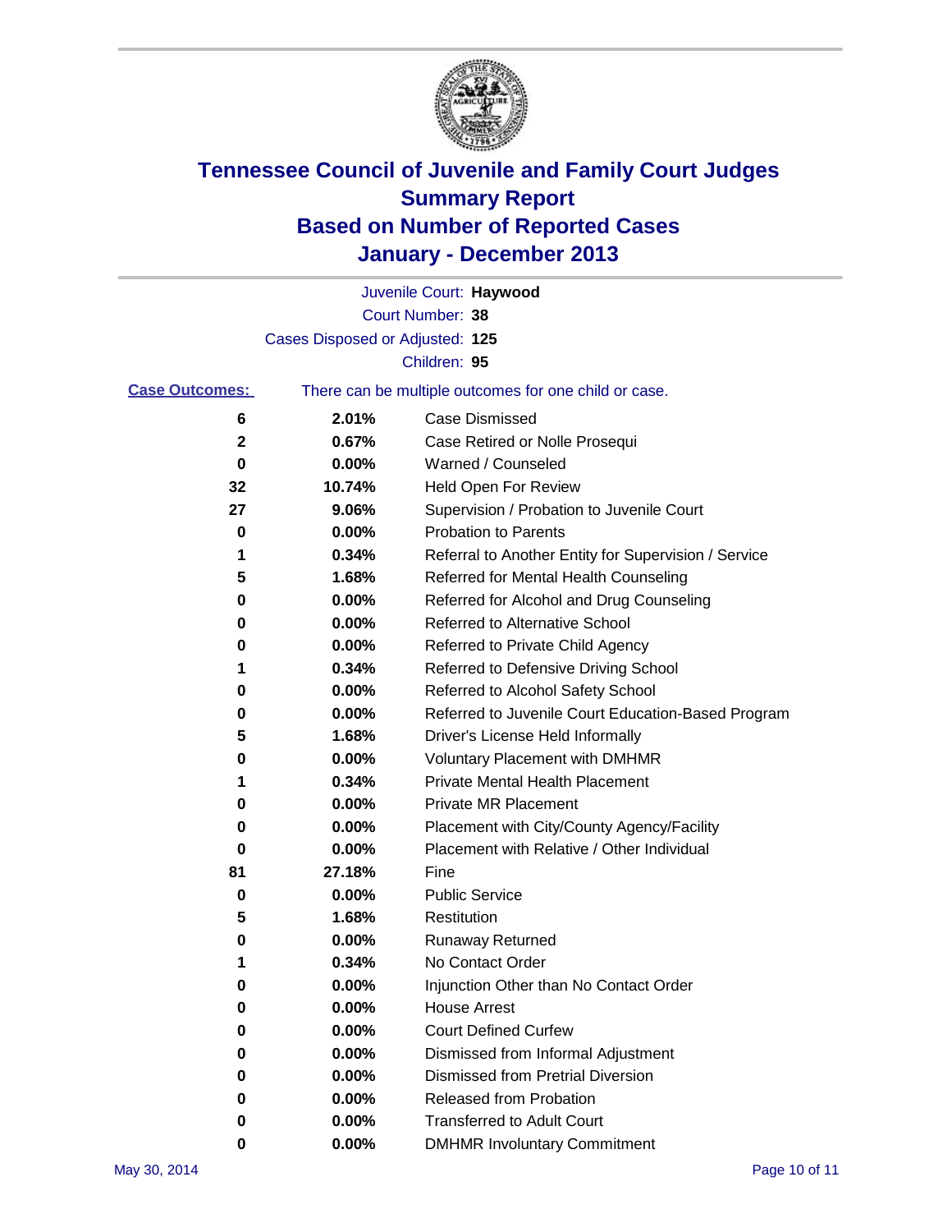# Tennessee Council of Juvenile and Family Court Judges
## Summary Report
## Based on Number of Reported Cases
## January - December 2013

Juvenile Court: **Haywood**

Court Number: **38**

Cases Disposed or Adjusted: **125**

Children: **95**

**Case Outcomes:** There can be multiple outcomes for one child or case.

| Count | Percent | Outcome |
|---|---|---|
| 6 | 2.01% | Case Dismissed |
| 2 | 0.67% | Case Retired or Nolle Prosequi |
| 0 | 0.00% | Warned / Counseled |
| 32 | 10.74% | Held Open For Review |
| 27 | 9.06% | Supervision / Probation to Juvenile Court |
| 0 | 0.00% | Probation to Parents |
| 1 | 0.34% | Referral to Another Entity for Supervision / Service |
| 5 | 1.68% | Referred for Mental Health Counseling |
| 0 | 0.00% | Referred for Alcohol and Drug Counseling |
| 0 | 0.00% | Referred to Alternative School |
| 0 | 0.00% | Referred to Private Child Agency |
| 1 | 0.34% | Referred to Defensive Driving School |
| 0 | 0.00% | Referred to Alcohol Safety School |
| 0 | 0.00% | Referred to Juvenile Court Education-Based Program |
| 5 | 1.68% | Driver's License Held Informally |
| 0 | 0.00% | Voluntary Placement with DMHMR |
| 1 | 0.34% | Private Mental Health Placement |
| 0 | 0.00% | Private MR Placement |
| 0 | 0.00% | Placement with City/County Agency/Facility |
| 0 | 0.00% | Placement with Relative / Other Individual |
| 81 | 27.18% | Fine |
| 0 | 0.00% | Public Service |
| 5 | 1.68% | Restitution |
| 0 | 0.00% | Runaway Returned |
| 1 | 0.34% | No Contact Order |
| 0 | 0.00% | Injunction Other than No Contact Order |
| 0 | 0.00% | House Arrest |
| 0 | 0.00% | Court Defined Curfew |
| 0 | 0.00% | Dismissed from Informal Adjustment |
| 0 | 0.00% | Dismissed from Pretrial Diversion |
| 0 | 0.00% | Released from Probation |
| 0 | 0.00% | Transferred to Adult Court |
| 0 | 0.00% | DMHMR Involuntary Commitment |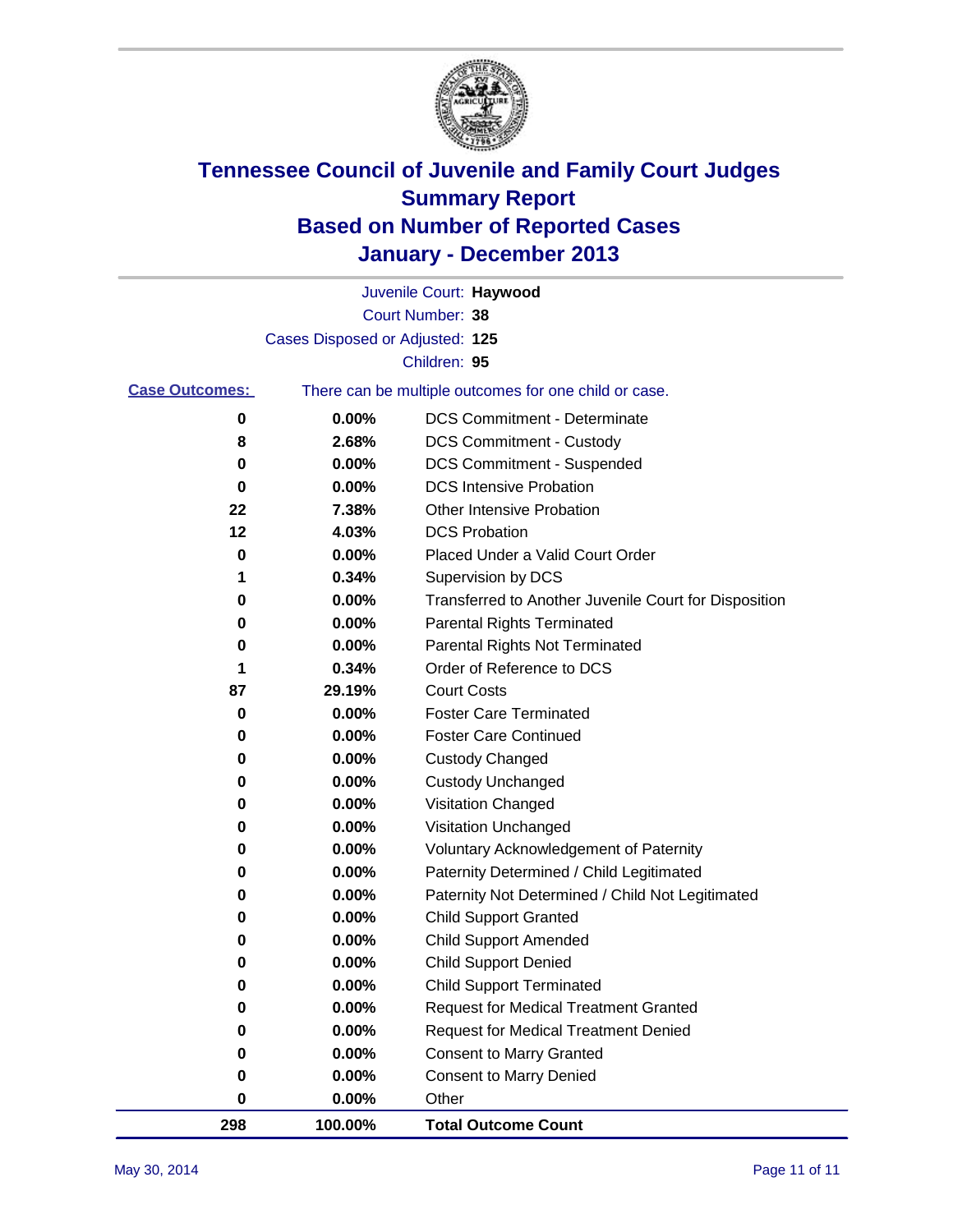# Tennessee Council of Juvenile and Family Court Judges
## Summary Report
## Based on Number of Reported Cases
## January - December 2013

Juvenile Court: **Haywood**
Court Number: **38**
Cases Disposed or Adjusted: **125**
Children: **95**

**Case Outcomes:** There can be multiple outcomes for one child or case.

| | | |
|---|---|---|
| 0 | 0.00% | DCS Commitment - Determinate |
| 8 | 2.68% | DCS Commitment - Custody |
| 0 | 0.00% | DCS Commitment - Suspended |
| 0 | 0.00% | DCS Intensive Probation |
| 22 | 7.38% | Other Intensive Probation |
| 12 | 4.03% | DCS Probation |
| 0 | 0.00% | Placed Under a Valid Court Order |
| 1 | 0.34% | Supervision by DCS |
| 0 | 0.00% | Transferred to Another Juvenile Court for Disposition |
| 0 | 0.00% | Parental Rights Terminated |
| 0 | 0.00% | Parental Rights Not Terminated |
| 1 | 0.34% | Order of Reference to DCS |
| 87 | 29.19% | Court Costs |
| 0 | 0.00% | Foster Care Terminated |
| 0 | 0.00% | Foster Care Continued |
| 0 | 0.00% | Custody Changed |
| 0 | 0.00% | Custody Unchanged |
| 0 | 0.00% | Visitation Changed |
| 0 | 0.00% | Visitation Unchanged |
| 0 | 0.00% | Voluntary Acknowledgement of Paternity |
| 0 | 0.00% | Paternity Determined / Child Legitimated |
| 0 | 0.00% | Paternity Not Determined / Child Not Legitimated |
| 0 | 0.00% | Child Support Granted |
| 0 | 0.00% | Child Support Amended |
| 0 | 0.00% | Child Support Denied |
| 0 | 0.00% | Child Support Terminated |
| 0 | 0.00% | Request for Medical Treatment Granted |
| 0 | 0.00% | Request for Medical Treatment Denied |
| 0 | 0.00% | Consent to Marry Granted |
| 0 | 0.00% | Consent to Marry Denied |
| 0 | 0.00% | Other |
| **298** | **100.00%** | **Total Outcome Count** |

May 30, 2014